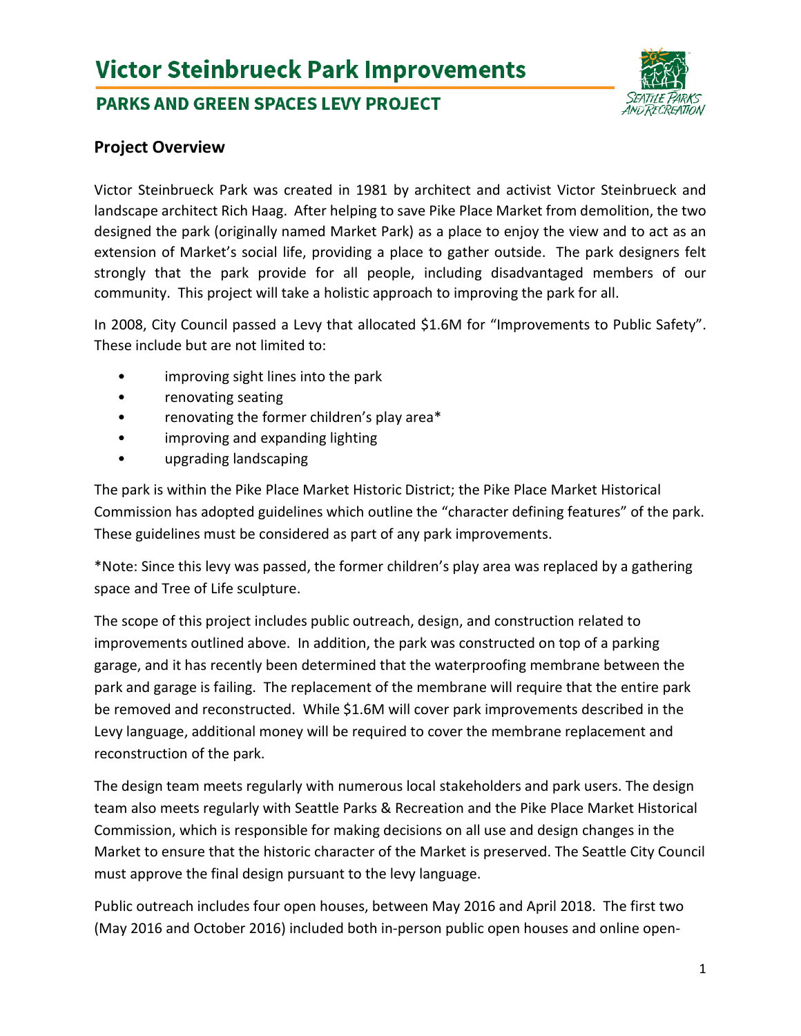# Victor Steinbrueck Park Improvements

## PARKS AND GREEN SPACES LEVY PROJECT

### Project Overview

Victor Steinbrueck Park was created in 1981 by architect and activist Victor Steinbrueck and landscape architect Rich Haag. After helping to save Pike Place Market from demolition, the two designed the park (originally named Market Park) as a place to enjoy the view and to act as an extension of Market's social life, providing a place to gather outside. The park designers felt strongly that the park provide for all people, including disadvantaged members of our community. This project will take a holistic approach to improving the park for all.

In 2008, City Council passed a Levy that allocated $1.6M for "Improvements to Public Safety". These include but are not limited to:

- improving sight lines into the park
- renovating seating
- renovating the former children's play area*
- improving and expanding lighting
- upgrading landscaping

The park is within the Pike Place Market Historic District; the Pike Place Market Historical Commission has adopted guidelines which outline the "character defining features" of the park. These guidelines must be considered as part of any park improvements.

*Note: Since this levy was passed, the former children's play area was replaced by a gathering space and Tree of Life sculpture.

The scope of this project includes public outreach, design, and construction related to improvements outlined above. In addition, the park was constructed on top of a parking garage, and it has recently been determined that the waterproofing membrane between the park and garage is failing. The replacement of the membrane will require that the entire park be removed and reconstructed. While $1.6M will cover park improvements described in the Levy language, additional money will be required to cover the membrane replacement and reconstruction of the park.

The design team meets regularly with numerous local stakeholders and park users. The design team also meets regularly with Seattle Parks & Recreation and the Pike Place Market Historical Commission, which is responsible for making decisions on all use and design changes in the Market to ensure that the historic character of the Market is preserved. The Seattle City Council must approve the final design pursuant to the levy language.

Public outreach includes four open houses, between May 2016 and April 2018. The first two (May 2016 and October 2016) included both in-person public open houses and online open-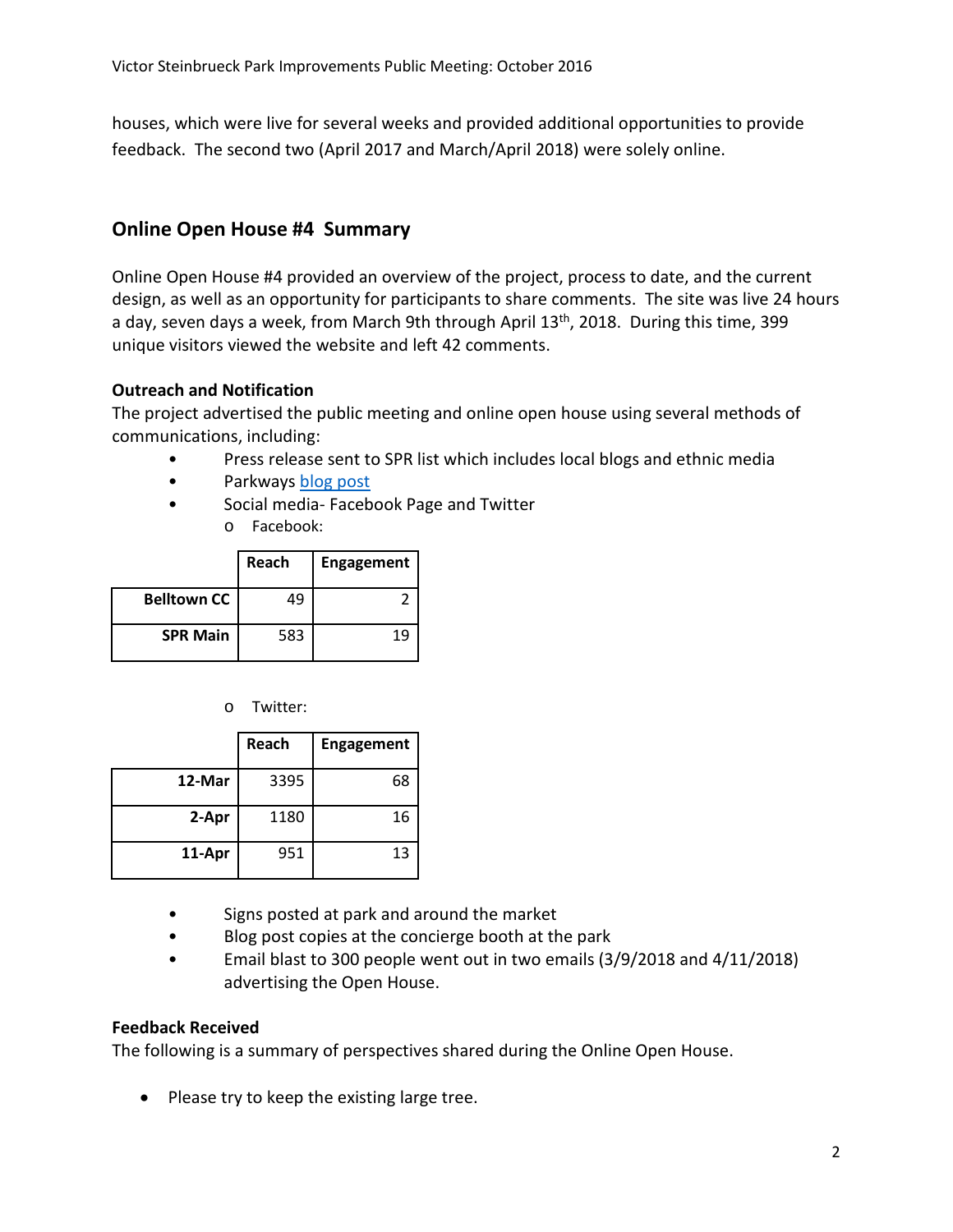houses, which were live for several weeks and provided additional opportunities to provide feedback. The second two (April 2017 and March/April 2018) were solely online.

## Online Open House #4 Summary

Online Open House #4 provided an overview of the project, process to date, and the current design, as well as an opportunity for participants to share comments. The site was live 24 hours a day, seven days a week, from March 9th through April 13th, 2018. During this time, 399 unique visitors viewed the website and left 42 comments.

### Outreach and Notification

The project advertised the public meeting and online open house using several methods of communications, including:

- Press release sent to SPR list which includes local blogs and ethnic media
- Parkways blog post
- Social media- Facebook Page and Twitter
  - Facebook:

| | Reach | Engagement |
|---|---|---|
| **Belltown CC** | 49 | 2 |
| **SPR Main** | 583 | 19 |

  - Twitter:

| | Reach | Engagement |
|---|---|---|
| **12-Mar** | 3395 | 68 |
| **2-Apr** | 1180 | 16 |
| **11-Apr** | 951 | 13 |

- Signs posted at park and around the market
- Blog post copies at the concierge booth at the park
- Email blast to 300 people went out in two emails (3/9/2018 and 4/11/2018) advertising the Open House.

### Feedback Received

The following is a summary of perspectives shared during the Online Open House.

- Please try to keep the existing large tree.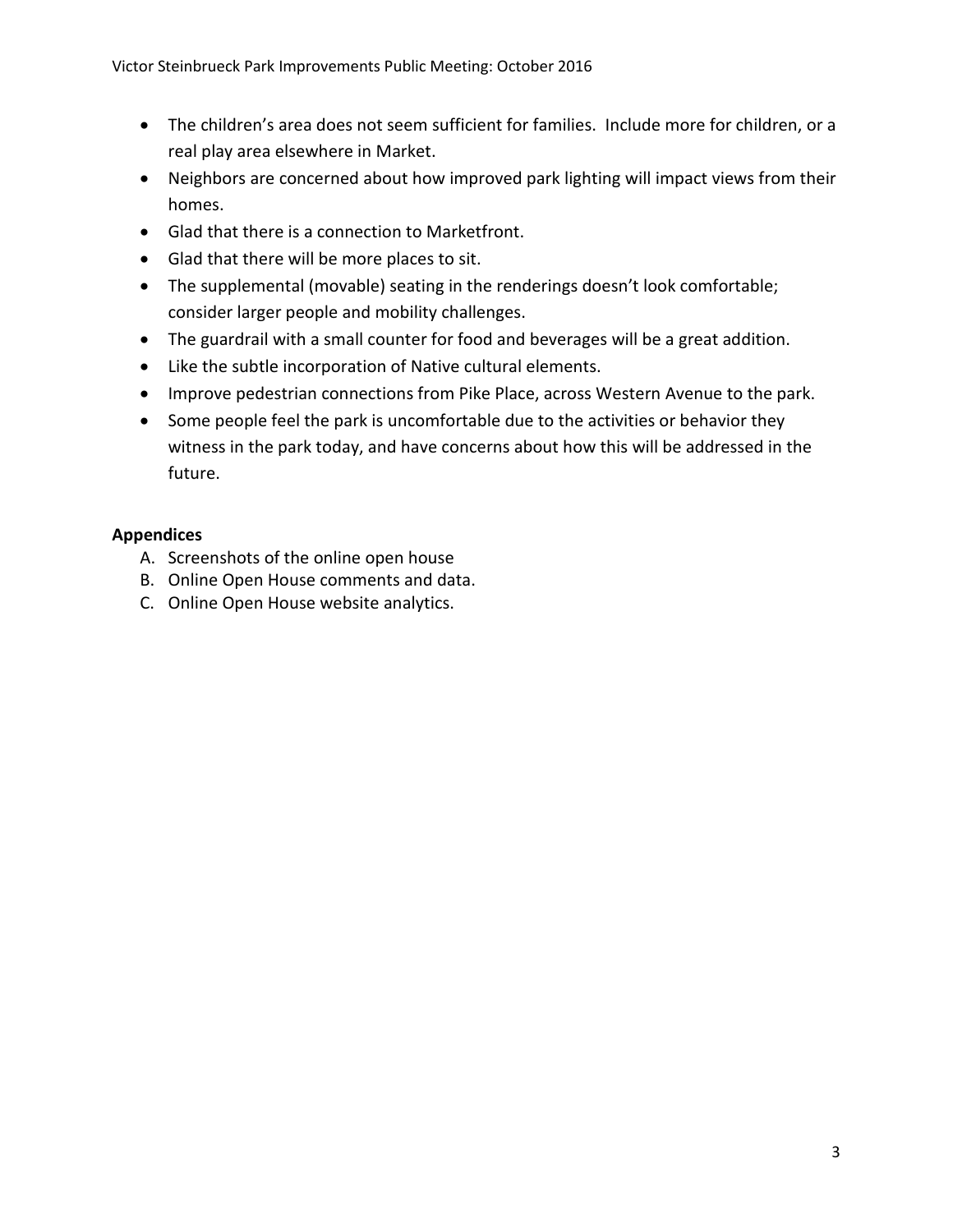- The children's area does not seem sufficient for families. Include more for children, or a real play area elsewhere in Market.
- Neighbors are concerned about how improved park lighting will impact views from their homes.
- Glad that there is a connection to Marketfront.
- Glad that there will be more places to sit.
- The supplemental (movable) seating in the renderings doesn't look comfortable; consider larger people and mobility challenges.
- The guardrail with a small counter for food and beverages will be a great addition.
- Like the subtle incorporation of Native cultural elements.
- Improve pedestrian connections from Pike Place, across Western Avenue to the park.
- Some people feel the park is uncomfortable due to the activities or behavior they witness in the park today, and have concerns about how this will be addressed in the future.

**Appendices**

A. Screenshots of the online open house
B. Online Open House comments and data.
C. Online Open House website analytics.